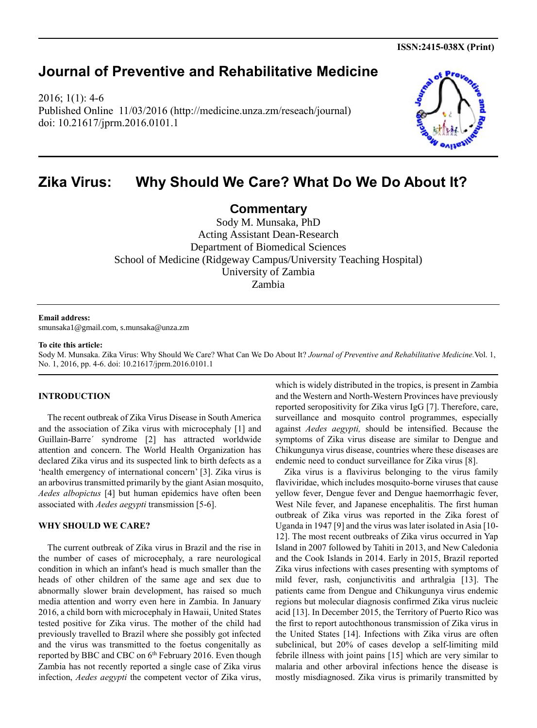**ISSN:2415-038X (Print)**

# Journal of Preventive and Rehabilitative Medicine

2016; 1(1): 4-6
Published Online 11/03/2016 (http://medicine.unza.zm/reseach/journal)
doi: 10.21617/jprm.2016.0101.1

# Zika Virus: Why Should We Care? What Do We Do About It?

## Commentary

Sody M. Munsaka, PhD
Acting Assistant Dean-Research
Department of Biomedical Sciences
School of Medicine (Ridgeway Campus/University Teaching Hospital)
University of Zambia
Zambia

**Email address:**
smunsaka1@gmail.com, s.munsaka@unza.zm

**To cite this article:**
Sody M. Munsaka. Zika Virus: Why Should We Care? What Can We Do About It? *Journal of Preventive and Rehabilitative Medicine.* Vol. 1, No. 1, 2016, pp. 4-6. doi: 10.21617/jprm.2016.0101.1

### INTRODUCTION

The recent outbreak of Zika Virus Disease in South America and the association of Zika virus with microcephaly [1] and Guillain-Barre´ syndrome [2] has attracted worldwide attention and concern. The World Health Organization has declared Zika virus and its suspected link to birth defects as a 'health emergency of international concern' [3]. Zika virus is an arbovirus transmitted primarily by the giant Asian mosquito, *Aedes albopictus* [4] but human epidemics have often been associated with *Aedes aegypti* transmission [5-6].

### WHY SHOULD WE CARE?

The current outbreak of Zika virus in Brazil and the rise in the number of cases of microcephaly, a rare neurological condition in which an infant's head is much smaller than the heads of other children of the same age and sex due to abnormally slower brain development, has raised so much media attention and worry even here in Zambia. In January 2016, a child born with microcephaly in Hawaii, United States tested positive for Zika virus. The mother of the child had previously travelled to Brazil where she possibly got infected and the virus was transmitted to the foetus congenitally as reported by BBC and CBC on 6th February 2016. Even though Zambia has not recently reported a single case of Zika virus infection, *Aedes aegypti* the competent vector of Zika virus, which is widely distributed in the tropics, is present in Zambia and the Western and North-Western Provinces have previously reported seropositivity for Zika virus IgG [7]. Therefore, care, surveillance and mosquito control programmes, especially against *Aedes aegypti,* should be intensified. Because the symptoms of Zika virus disease are similar to Dengue and Chikungunya virus disease, countries where these diseases are endemic need to conduct surveillance for Zika virus [8].

Zika virus is a flavivirus belonging to the virus family flaviviridae, which includes mosquito-borne viruses that cause yellow fever, Dengue fever and Dengue haemorrhagic fever, West Nile fever, and Japanese encephalitis. The first human outbreak of Zika virus was reported in the Zika forest of Uganda in 1947 [9] and the virus was later isolated in Asia [10-12]. The most recent outbreaks of Zika virus occurred in Yap Island in 2007 followed by Tahiti in 2013, and New Caledonia and the Cook Islands in 2014. Early in 2015, Brazil reported Zika virus infections with cases presenting with symptoms of mild fever, rash, conjunctivitis and arthralgia [13]. The patients came from Dengue and Chikungunya virus endemic regions but molecular diagnosis confirmed Zika virus nucleic acid [13]. In December 2015, the Territory of Puerto Rico was the first to report autochthonous transmission of Zika virus in the United States [14]. Infections with Zika virus are often subclinical, but 20% of cases develop a self-limiting mild febrile illness with joint pains [15] which are very similar to malaria and other arboviral infections hence the disease is mostly misdiagnosed. Zika virus is primarily transmitted by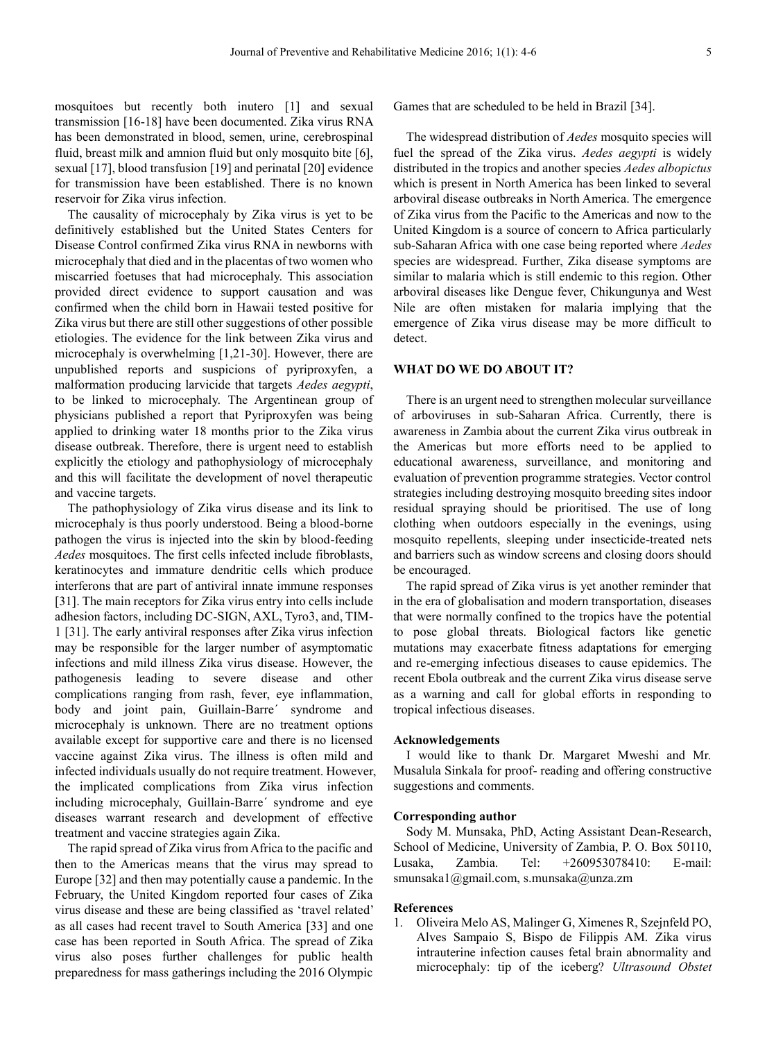mosquitoes but recently both inutero [1] and sexual transmission [16-18] have been documented. Zika virus RNA has been demonstrated in blood, semen, urine, cerebrospinal fluid, breast milk and amnion fluid but only mosquito bite [6], sexual [17], blood transfusion [19] and perinatal [20] evidence for transmission have been established. There is no known reservoir for Zika virus infection.

The causality of microcephaly by Zika virus is yet to be definitively established but the United States Centers for Disease Control confirmed Zika virus RNA in newborns with microcephaly that died and in the placentas of two women who miscarried foetuses that had microcephaly. This association provided direct evidence to support causation and was confirmed when the child born in Hawaii tested positive for Zika virus but there are still other suggestions of other possible etiologies. The evidence for the link between Zika virus and microcephaly is overwhelming [1,21-30]. However, there are unpublished reports and suspicions of pyriproxyfen, a malformation producing larvicide that targets *Aedes aegypti*, to be linked to microcephaly. The Argentinean group of physicians published a report that Pyriproxyfen was being applied to drinking water 18 months prior to the Zika virus disease outbreak. Therefore, there is urgent need to establish explicitly the etiology and pathophysiology of microcephaly and this will facilitate the development of novel therapeutic and vaccine targets.

The pathophysiology of Zika virus disease and its link to microcephaly is thus poorly understood. Being a blood-borne pathogen the virus is injected into the skin by blood-feeding *Aedes* mosquitoes. The first cells infected include fibroblasts, keratinocytes and immature dendritic cells which produce interferons that are part of antiviral innate immune responses [31]. The main receptors for Zika virus entry into cells include adhesion factors, including DC-SIGN, AXL, Tyro3, and, TIM-1 [31]. The early antiviral responses after Zika virus infection may be responsible for the larger number of asymptomatic infections and mild illness Zika virus disease. However, the pathogenesis leading to severe disease and other complications ranging from rash, fever, eye inflammation, body and joint pain, Guillain-Barre´ syndrome and microcephaly is unknown. There are no treatment options available except for supportive care and there is no licensed vaccine against Zika virus. The illness is often mild and infected individuals usually do not require treatment. However, the implicated complications from Zika virus infection including microcephaly, Guillain-Barre´ syndrome and eye diseases warrant research and development of effective treatment and vaccine strategies again Zika.

The rapid spread of Zika virus from Africa to the pacific and then to the Americas means that the virus may spread to Europe [32] and then may potentially cause a pandemic. In the February, the United Kingdom reported four cases of Zika virus disease and these are being classified as 'travel related' as all cases had recent travel to South America [33] and one case has been reported in South Africa. The spread of Zika virus also poses further challenges for public health preparedness for mass gatherings including the 2016 Olympic Games that are scheduled to be held in Brazil [34].

The widespread distribution of *Aedes* mosquito species will fuel the spread of the Zika virus. *Aedes aegypti* is widely distributed in the tropics and another species *Aedes albopictus* which is present in North America has been linked to several arboviral disease outbreaks in North America. The emergence of Zika virus from the Pacific to the Americas and now to the United Kingdom is a source of concern to Africa particularly sub-Saharan Africa with one case being reported where *Aedes* species are widespread. Further, Zika disease symptoms are similar to malaria which is still endemic to this region. Other arboviral diseases like Dengue fever, Chikungunya and West Nile are often mistaken for malaria implying that the emergence of Zika virus disease may be more difficult to detect.

## WHAT DO WE DO ABOUT IT?

There is an urgent need to strengthen molecular surveillance of arboviruses in sub-Saharan Africa. Currently, there is awareness in Zambia about the current Zika virus outbreak in the Americas but more efforts need to be applied to educational awareness, surveillance, and monitoring and evaluation of prevention programme strategies. Vector control strategies including destroying mosquito breeding sites indoor residual spraying should be prioritised. The use of long clothing when outdoors especially in the evenings, using mosquito repellents, sleeping under insecticide-treated nets and barriers such as window screens and closing doors should be encouraged.

The rapid spread of Zika virus is yet another reminder that in the era of globalisation and modern transportation, diseases that were normally confined to the tropics have the potential to pose global threats. Biological factors like genetic mutations may exacerbate fitness adaptations for emerging and re-emerging infectious diseases to cause epidemics. The recent Ebola outbreak and the current Zika virus disease serve as a warning and call for global efforts in responding to tropical infectious diseases.

### Acknowledgements

I would like to thank Dr. Margaret Mweshi and Mr. Musalula Sinkala for proof- reading and offering constructive suggestions and comments.

### Corresponding author

Sody M. Munsaka, PhD, Acting Assistant Dean-Research, School of Medicine, University of Zambia, P. O. Box 50110, Lusaka, Zambia. Tel: +260953078410: E-mail: smunsaka1@gmail.com, s.munsaka@unza.zm

### References

1. Oliveira Melo AS, Malinger G, Ximenes R, Szejnfeld PO, Alves Sampaio S, Bispo de Filippis AM. Zika virus intrauterine infection causes fetal brain abnormality and microcephaly: tip of the iceberg? *Ultrasound Obstet*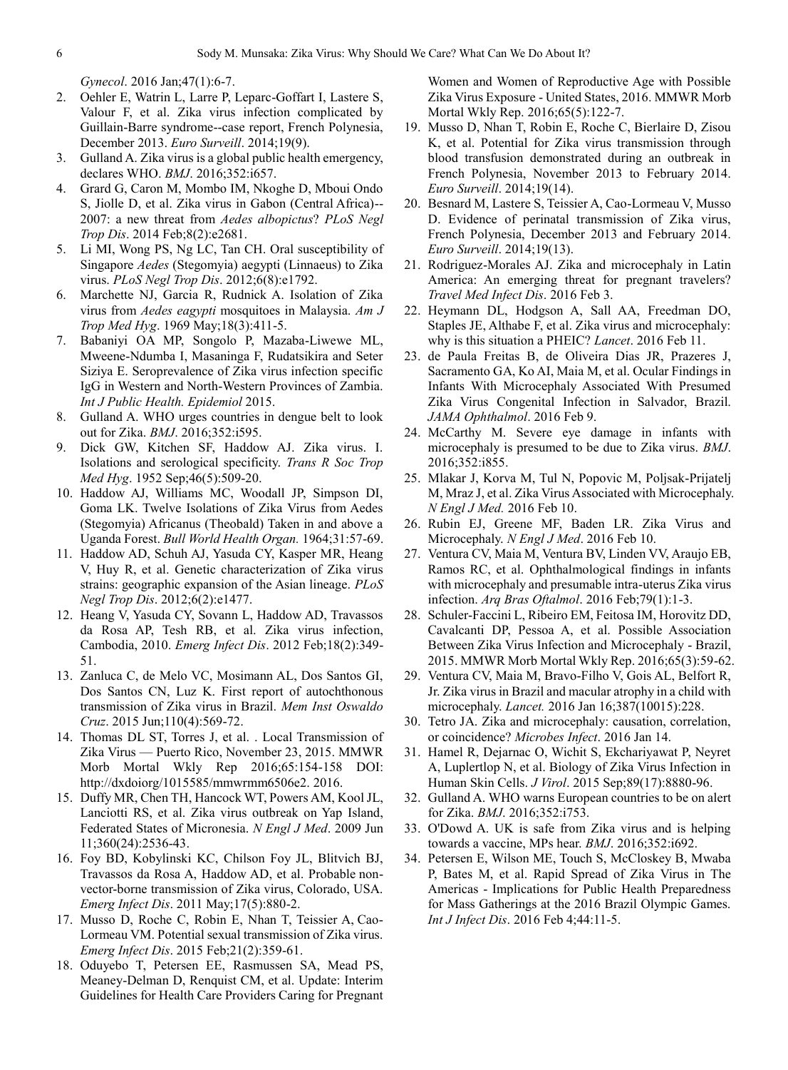*Gynecol*. 2016 Jan;47(1):6-7.

2. Oehler E, Watrin L, Larre P, Leparc-Goffart I, Lastere S, Valour F, et al. Zika virus infection complicated by Guillain-Barre syndrome--case report, French Polynesia, December 2013. *Euro Surveill*. 2014;19(9).
3. Gulland A. Zika virus is a global public health emergency, declares WHO. *BMJ*. 2016;352:i657.
4. Grard G, Caron M, Mombo IM, Nkoghe D, Mboui Ondo S, Jiolle D, et al. Zika virus in Gabon (Central Africa)--2007: a new threat from *Aedes albopictus*? *PLoS Negl Trop Dis*. 2014 Feb;8(2):e2681.
5. Li MI, Wong PS, Ng LC, Tan CH. Oral susceptibility of Singapore *Aedes* (Stegomyia) aegypti (Linnaeus) to Zika virus. *PLoS Negl Trop Dis*. 2012;6(8):e1792.
6. Marchette NJ, Garcia R, Rudnick A. Isolation of Zika virus from *Aedes eagypti* mosquitoes in Malaysia. *Am J Trop Med Hyg*. 1969 May;18(3):411-5.
7. Babaniyi OA MP, Songolo P, Mazaba-Liwewe ML, Mweene-Ndumba I, Masaninga F, Rudatsikira and Seter Siziya E. Seroprevalence of Zika virus infection specific IgG in Western and North-Western Provinces of Zambia. *Int J Public Health. Epidemiol* 2015.
8. Gulland A. WHO urges countries in dengue belt to look out for Zika. *BMJ*. 2016;352:i595.
9. Dick GW, Kitchen SF, Haddow AJ. Zika virus. I. Isolations and serological specificity. *Trans R Soc Trop Med Hyg*. 1952 Sep;46(5):509-20.
10. Haddow AJ, Williams MC, Woodall JP, Simpson DI, Goma LK. Twelve Isolations of Zika Virus from Aedes (Stegomyia) Africanus (Theobald) Taken in and above a Uganda Forest. *Bull World Health Organ.* 1964;31:57-69.
11. Haddow AD, Schuh AJ, Yasuda CY, Kasper MR, Heang V, Huy R, et al. Genetic characterization of Zika virus strains: geographic expansion of the Asian lineage. *PLoS Negl Trop Dis*. 2012;6(2):e1477.
12. Heang V, Yasuda CY, Sovann L, Haddow AD, Travassos da Rosa AP, Tesh RB, et al. Zika virus infection, Cambodia, 2010. *Emerg Infect Dis*. 2012 Feb;18(2):349-51.
13. Zanluca C, de Melo VC, Mosimann AL, Dos Santos GI, Dos Santos CN, Luz K. First report of autochthonous transmission of Zika virus in Brazil. *Mem Inst Oswaldo Cruz*. 2015 Jun;110(4):569-72.
14. Thomas DL ST, Torres J, et al. . Local Transmission of Zika Virus — Puerto Rico, November 23, 2015. MMWR Morb Mortal Wkly Rep 2016;65:154-158 DOI: http://dxdoiorg/1015585/mmwrmm6506e2. 2016.
15. Duffy MR, Chen TH, Hancock WT, Powers AM, Kool JL, Lanciotti RS, et al. Zika virus outbreak on Yap Island, Federated States of Micronesia. *N Engl J Med*. 2009 Jun 11;360(24):2536-43.
16. Foy BD, Kobylinski KC, Chilson Foy JL, Blitvich BJ, Travassos da Rosa A, Haddow AD, et al. Probable non-vector-borne transmission of Zika virus, Colorado, USA. *Emerg Infect Dis*. 2011 May;17(5):880-2.
17. Musso D, Roche C, Robin E, Nhan T, Teissier A, Cao-Lormeau VM. Potential sexual transmission of Zika virus. *Emerg Infect Dis*. 2015 Feb;21(2):359-61.
18. Oduyebo T, Petersen EE, Rasmussen SA, Mead PS, Meaney-Delman D, Renquist CM, et al. Update: Interim Guidelines for Health Care Providers Caring for Pregnant Women and Women of Reproductive Age with Possible Zika Virus Exposure - United States, 2016. MMWR Morb Mortal Wkly Rep. 2016;65(5):122-7.
19. Musso D, Nhan T, Robin E, Roche C, Bierlaire D, Zisou K, et al. Potential for Zika virus transmission through blood transfusion demonstrated during an outbreak in French Polynesia, November 2013 to February 2014. *Euro Surveill*. 2014;19(14).
20. Besnard M, Lastere S, Teissier A, Cao-Lormeau V, Musso D. Evidence of perinatal transmission of Zika virus, French Polynesia, December 2013 and February 2014. *Euro Surveill*. 2014;19(13).
21. Rodriguez-Morales AJ. Zika and microcephaly in Latin America: An emerging threat for pregnant travelers? *Travel Med Infect Dis*. 2016 Feb 3.
22. Heymann DL, Hodgson A, Sall AA, Freedman DO, Staples JE, Althabe F, et al. Zika virus and microcephaly: why is this situation a PHEIC? *Lancet*. 2016 Feb 11.
23. de Paula Freitas B, de Oliveira Dias JR, Prazeres J, Sacramento GA, Ko AI, Maia M, et al. Ocular Findings in Infants With Microcephaly Associated With Presumed Zika Virus Congenital Infection in Salvador, Brazil. *JAMA Ophthalmol*. 2016 Feb 9.
24. McCarthy M. Severe eye damage in infants with microcephaly is presumed to be due to Zika virus. *BMJ*. 2016;352:i855.
25. Mlakar J, Korva M, Tul N, Popovic M, Poljsak-Prijatelj M, Mraz J, et al. Zika Virus Associated with Microcephaly. *N Engl J Med.* 2016 Feb 10.
26. Rubin EJ, Greene MF, Baden LR. Zika Virus and Microcephaly. *N Engl J Med*. 2016 Feb 10.
27. Ventura CV, Maia M, Ventura BV, Linden VV, Araujo EB, Ramos RC, et al. Ophthalmological findings in infants with microcephaly and presumable intra-uterus Zika virus infection. *Arq Bras Oftalmol*. 2016 Feb;79(1):1-3.
28. Schuler-Faccini L, Ribeiro EM, Feitosa IM, Horovitz DD, Cavalcanti DP, Pessoa A, et al. Possible Association Between Zika Virus Infection and Microcephaly - Brazil, 2015. MMWR Morb Mortal Wkly Rep. 2016;65(3):59-62.
29. Ventura CV, Maia M, Bravo-Filho V, Gois AL, Belfort R, Jr. Zika virus in Brazil and macular atrophy in a child with microcephaly. *Lancet.* 2016 Jan 16;387(10015):228.
30. Tetro JA. Zika and microcephaly: causation, correlation, or coincidence? *Microbes Infect*. 2016 Jan 14.
31. Hamel R, Dejarnac O, Wichit S, Ekchariyawat P, Neyret A, Luplertlop N, et al. Biology of Zika Virus Infection in Human Skin Cells. *J Virol*. 2015 Sep;89(17):8880-96.
32. Gulland A. WHO warns European countries to be on alert for Zika. *BMJ*. 2016;352:i753.
33. O'Dowd A. UK is safe from Zika virus and is helping towards a vaccine, MPs hear. *BMJ*. 2016;352:i692.
34. Petersen E, Wilson ME, Touch S, McCloskey B, Mwaba P, Bates M, et al. Rapid Spread of Zika Virus in The Americas - Implications for Public Health Preparedness for Mass Gatherings at the 2016 Brazil Olympic Games. *Int J Infect Dis*. 2016 Feb 4;44:11-5.